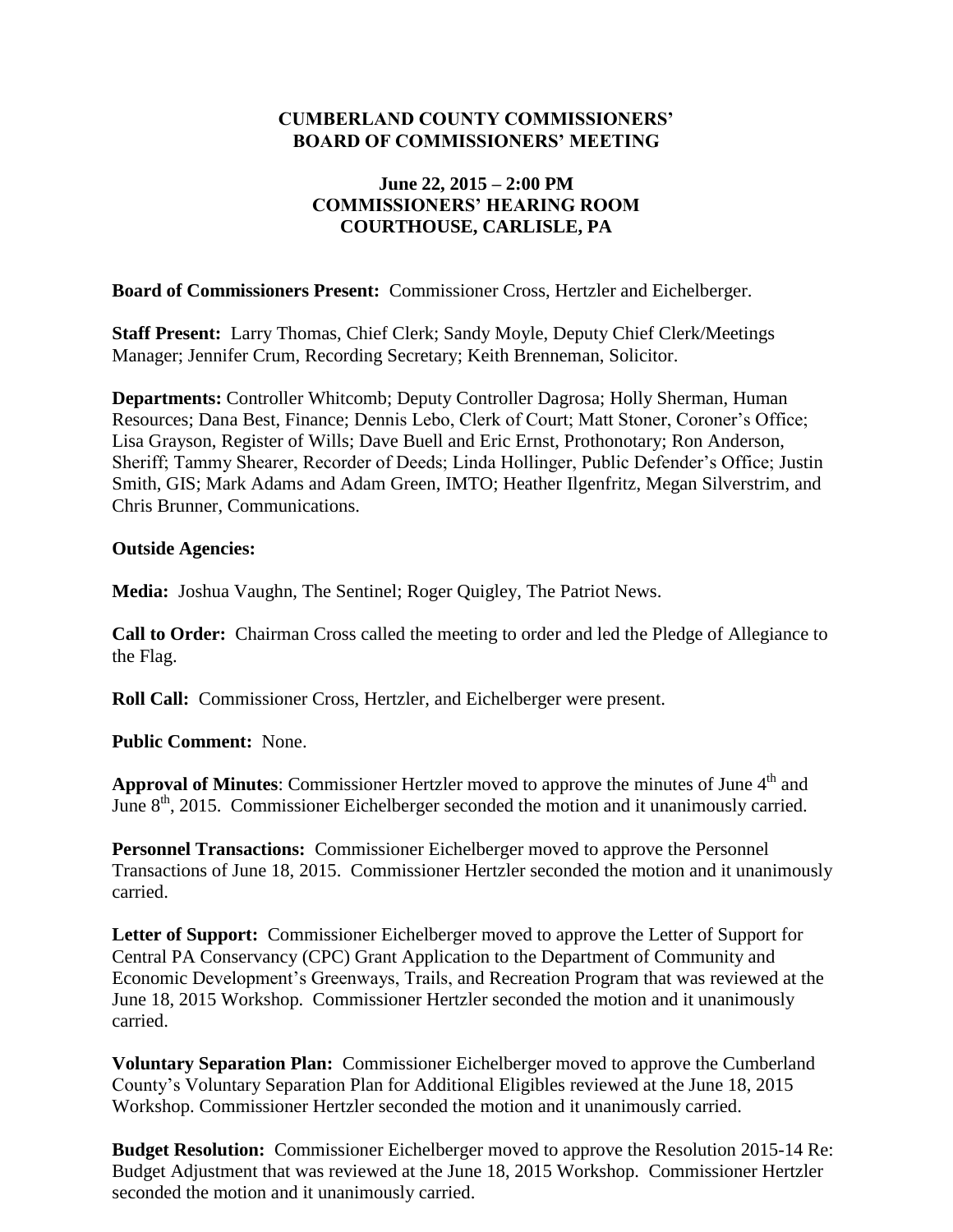**CUMBERLAND COUNTY COMMISSIONERS'**
**BOARD OF COMMISSIONERS' MEETING**

**June 22, 2015 – 2:00 PM**
**COMMISSIONERS' HEARING ROOM**
**COURTHOUSE, CARLISLE, PA**

**Board of Commissioners Present:** Commissioner Cross, Hertzler and Eichelberger.

**Staff Present:** Larry Thomas, Chief Clerk; Sandy Moyle, Deputy Chief Clerk/Meetings Manager; Jennifer Crum, Recording Secretary; Keith Brenneman, Solicitor.

**Departments:** Controller Whitcomb; Deputy Controller Dagrosa; Holly Sherman, Human Resources; Dana Best, Finance; Dennis Lebo, Clerk of Court; Matt Stoner, Coroner's Office; Lisa Grayson, Register of Wills; Dave Buell and Eric Ernst, Prothonotary; Ron Anderson, Sheriff; Tammy Shearer, Recorder of Deeds; Linda Hollinger, Public Defender's Office; Justin Smith, GIS; Mark Adams and Adam Green, IMTO; Heather Ilgenfritz, Megan Silverstrim, and Chris Brunner, Communications.

**Outside Agencies:**

**Media:** Joshua Vaughn, The Sentinel; Roger Quigley, The Patriot News.

**Call to Order:** Chairman Cross called the meeting to order and led the Pledge of Allegiance to the Flag.

**Roll Call:** Commissioner Cross, Hertzler, and Eichelberger were present.

**Public Comment:** None.

**Approval of Minutes**: Commissioner Hertzler moved to approve the minutes of June 4th and June 8th, 2015. Commissioner Eichelberger seconded the motion and it unanimously carried.

**Personnel Transactions:** Commissioner Eichelberger moved to approve the Personnel Transactions of June 18, 2015. Commissioner Hertzler seconded the motion and it unanimously carried.

**Letter of Support:** Commissioner Eichelberger moved to approve the Letter of Support for Central PA Conservancy (CPC) Grant Application to the Department of Community and Economic Development's Greenways, Trails, and Recreation Program that was reviewed at the June 18, 2015 Workshop. Commissioner Hertzler seconded the motion and it unanimously carried.

**Voluntary Separation Plan:** Commissioner Eichelberger moved to approve the Cumberland County's Voluntary Separation Plan for Additional Eligibles reviewed at the June 18, 2015 Workshop. Commissioner Hertzler seconded the motion and it unanimously carried.

**Budget Resolution:** Commissioner Eichelberger moved to approve the Resolution 2015-14 Re: Budget Adjustment that was reviewed at the June 18, 2015 Workshop. Commissioner Hertzler seconded the motion and it unanimously carried.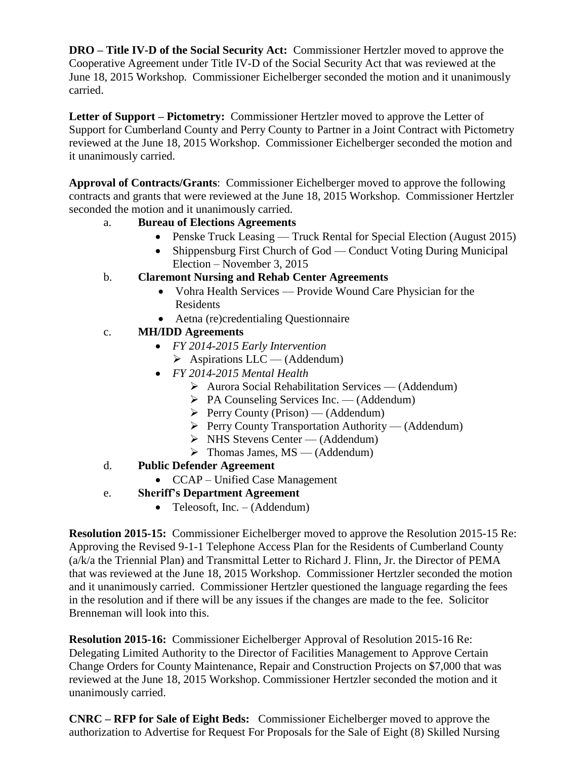**DRO – Title IV-D of the Social Security Act:** Commissioner Hertzler moved to approve the Cooperative Agreement under Title IV-D of the Social Security Act that was reviewed at the June 18, 2015 Workshop. Commissioner Eichelberger seconded the motion and it unanimously carried.

**Letter of Support – Pictometry:** Commissioner Hertzler moved to approve the Letter of Support for Cumberland County and Perry County to Partner in a Joint Contract with Pictometry reviewed at the June 18, 2015 Workshop. Commissioner Eichelberger seconded the motion and it unanimously carried.

**Approval of Contracts/Grants**: Commissioner Eichelberger moved to approve the following contracts and grants that were reviewed at the June 18, 2015 Workshop. Commissioner Hertzler seconded the motion and it unanimously carried.

a. **Bureau of Elections Agreements**
   - Penske Truck Leasing — Truck Rental for Special Election (August 2015)
   - Shippensburg First Church of God — Conduct Voting During Municipal Election – November 3, 2015

b. **Claremont Nursing and Rehab Center Agreements**
   - Vohra Health Services — Provide Wound Care Physician for the Residents
   - Aetna (re)credentialing Questionnaire

c. **MH/IDD Agreements**
   - *FY 2014-2015 Early Intervention*
     - Aspirations LLC — (Addendum)
   - *FY 2014-2015 Mental Health*
     - Aurora Social Rehabilitation Services — (Addendum)
     - PA Counseling Services Inc. — (Addendum)
     - Perry County (Prison) — (Addendum)
     - Perry County Transportation Authority — (Addendum)
     - NHS Stevens Center — (Addendum)
     - Thomas James, MS — (Addendum)

d. **Public Defender Agreement**
   - CCAP – Unified Case Management

e. **Sheriff's Department Agreement**
   - Teleosoft, Inc. – (Addendum)

**Resolution 2015-15:** Commissioner Eichelberger moved to approve the Resolution 2015-15 Re: Approving the Revised 9-1-1 Telephone Access Plan for the Residents of Cumberland County (a/k/a the Triennial Plan) and Transmittal Letter to Richard J. Flinn, Jr. the Director of PEMA that was reviewed at the June 18, 2015 Workshop. Commissioner Hertzler seconded the motion and it unanimously carried. Commissioner Hertzler questioned the language regarding the fees in the resolution and if there will be any issues if the changes are made to the fee. Solicitor Brenneman will look into this.

**Resolution 2015-16:** Commissioner Eichelberger Approval of Resolution 2015-16 Re: Delegating Limited Authority to the Director of Facilities Management to Approve Certain Change Orders for County Maintenance, Repair and Construction Projects on $7,000 that was reviewed at the June 18, 2015 Workshop. Commissioner Hertzler seconded the motion and it unanimously carried.

**CNRC – RFP for Sale of Eight Beds:** Commissioner Eichelberger moved to approve the authorization to Advertise for Request For Proposals for the Sale of Eight (8) Skilled Nursing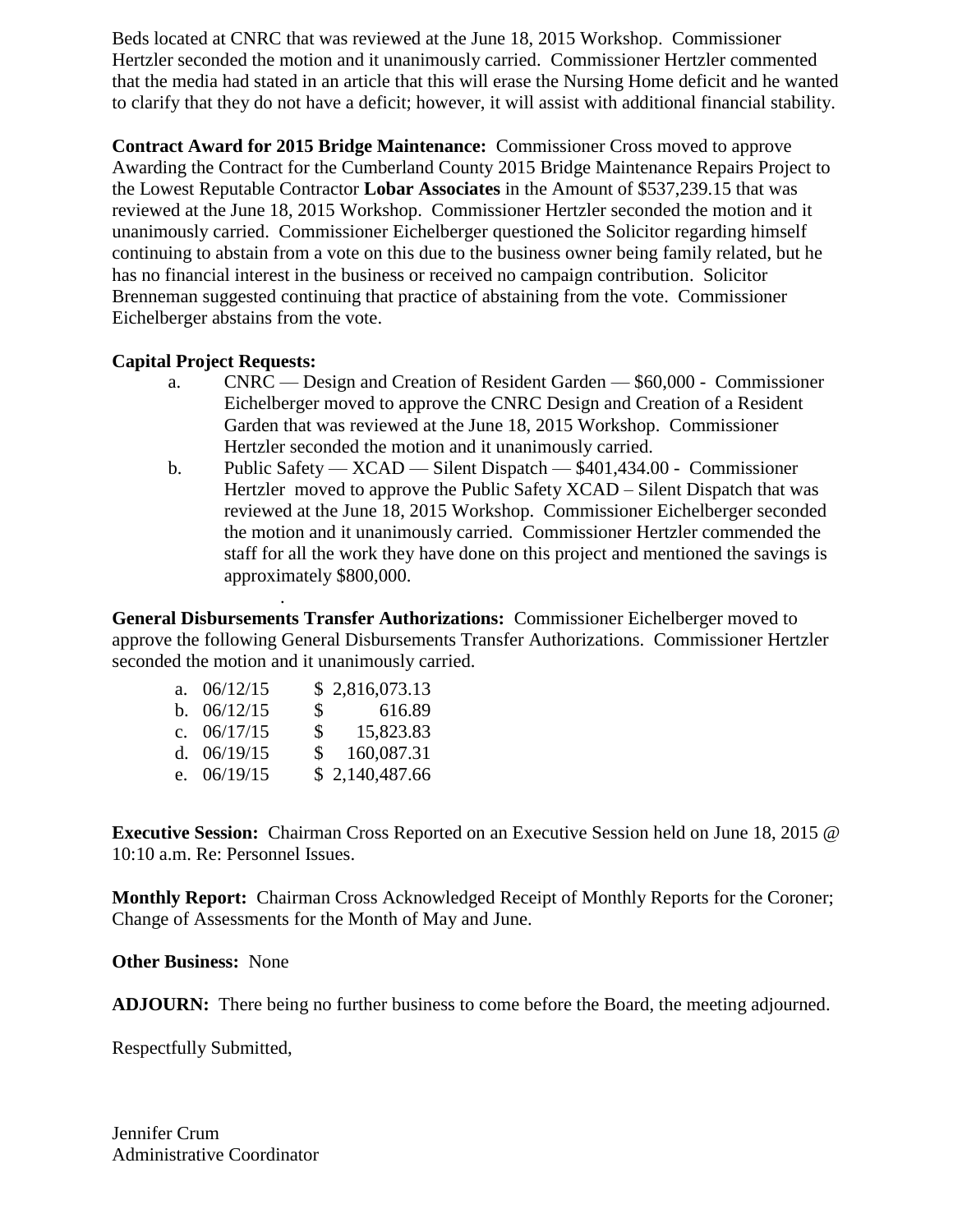Beds located at CNRC that was reviewed at the June 18, 2015 Workshop. Commissioner Hertzler seconded the motion and it unanimously carried. Commissioner Hertzler commented that the media had stated in an article that this will erase the Nursing Home deficit and he wanted to clarify that they do not have a deficit; however, it will assist with additional financial stability.

**Contract Award for 2015 Bridge Maintenance:** Commissioner Cross moved to approve Awarding the Contract for the Cumberland County 2015 Bridge Maintenance Repairs Project to the Lowest Reputable Contractor **Lobar Associates** in the Amount of $537,239.15 that was reviewed at the June 18, 2015 Workshop. Commissioner Hertzler seconded the motion and it unanimously carried. Commissioner Eichelberger questioned the Solicitor regarding himself continuing to abstain from a vote on this due to the business owner being family related, but he has no financial interest in the business or received no campaign contribution. Solicitor Brenneman suggested continuing that practice of abstaining from the vote. Commissioner Eichelberger abstains from the vote.

**Capital Project Requests:**

a. CNRC — Design and Creation of Resident Garden — $60,000 - Commissioner Eichelberger moved to approve the CNRC Design and Creation of a Resident Garden that was reviewed at the June 18, 2015 Workshop. Commissioner Hertzler seconded the motion and it unanimously carried.

b. Public Safety — XCAD — Silent Dispatch — $401,434.00 - Commissioner Hertzler moved to approve the Public Safety XCAD – Silent Dispatch that was reviewed at the June 18, 2015 Workshop. Commissioner Eichelberger seconded the motion and it unanimously carried. Commissioner Hertzler commended the staff for all the work they have done on this project and mentioned the savings is approximately $800,000.

.

**General Disbursements Transfer Authorizations:** Commissioner Eichelberger moved to approve the following General Disbursements Transfer Authorizations. Commissioner Hertzler seconded the motion and it unanimously carried.

| | | |
|---|---|---|
| a. | 06/12/15 | $ 2,816,073.13 |
| b. | 06/12/15 | $ 616.89 |
| c. | 06/17/15 | $ 15,823.83 |
| d. | 06/19/15 | $ 160,087.31 |
| e. | 06/19/15 | $ 2,140,487.66 |

**Executive Session:** Chairman Cross Reported on an Executive Session held on June 18, 2015 @ 10:10 a.m. Re: Personnel Issues.

**Monthly Report:** Chairman Cross Acknowledged Receipt of Monthly Reports for the Coroner; Change of Assessments for the Month of May and June.

**Other Business:** None

**ADJOURN:** There being no further business to come before the Board, the meeting adjourned.

Respectfully Submitted,

Jennifer Crum
Administrative Coordinator